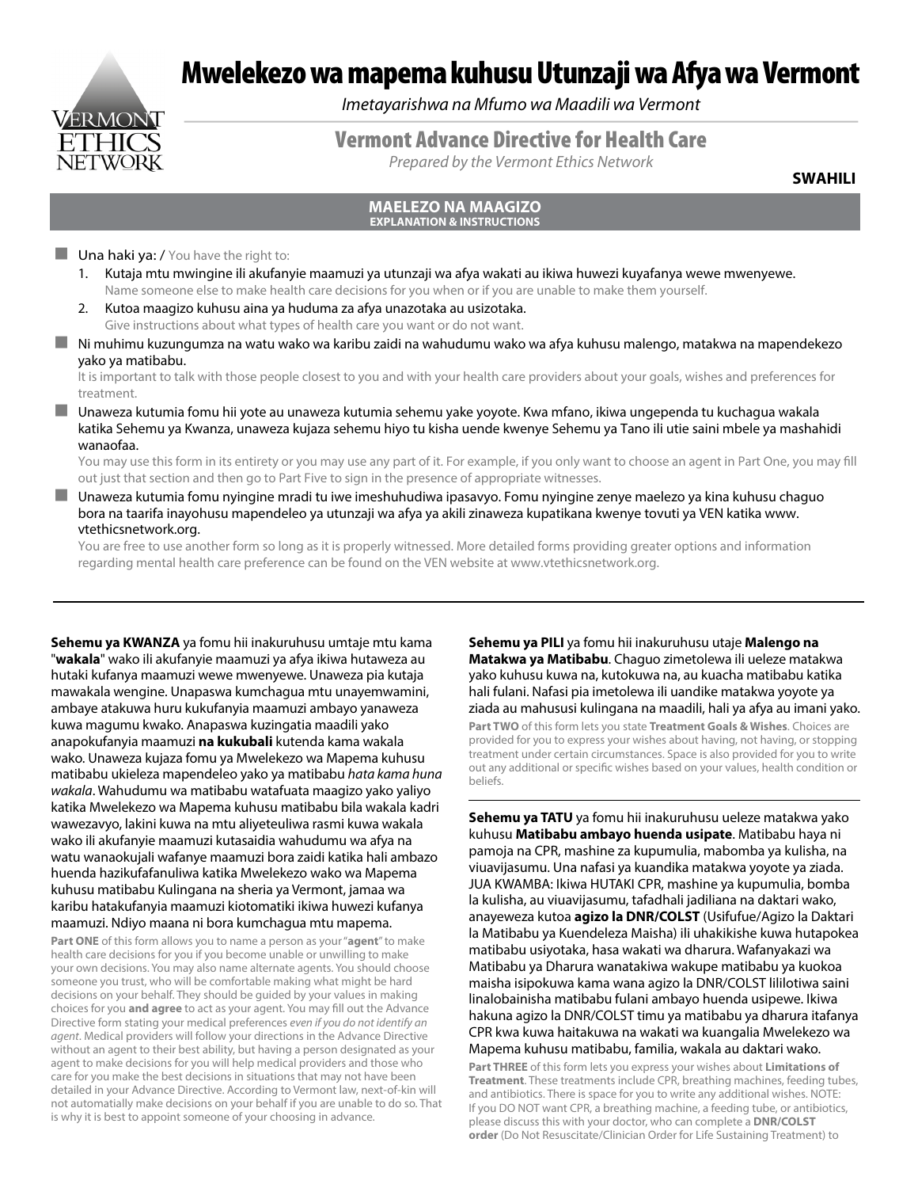# Mwelekezo wa mapema kuhusu Utunzaji wa Afya wa Vermont

*Imetayarishwa na Mfumo wa Maadili wa Vermont*

## Vermont Advance Directive for Health Care

*Prepared by the Vermont Ethics Network*

**SWAHILI**

### MAELEZO NA MAAGIZO
**EXPLANATION & INSTRUCTIONS**

- Una haki ya: / You have the right to:
  1. Kutaja mtu mwingine ili akufanyie maamuzi ya utunzaji wa afya wakati au ikiwa huwezi kuyafanya wewe mwenyewe.
     Name someone else to make health care decisions for you when or if you are unable to make them yourself.
  2. Kutoa maagizo kuhusu aina ya huduma za afya unazotaka au usizotaka.
     Give instructions about what types of health care you want or do not want.
- Ni muhimu kuzungumza na watu wako wa karibu zaidi na wahudumu wako wa afya kuhusu malengo, matakwa na mapendekezo yako ya matibabu.
  It is important to talk with those people closest to you and with your health care providers about your goals, wishes and preferences for treatment.
- Unaweza kutumia fomu hii yote au unaweza kutumia sehemu yake yoyote. Kwa mfano, ikiwa ungependa tu kuchagua wakala katika Sehemu ya Kwanza, unaweza kujaza sehemu hiyo tu kisha uende kwenye Sehemu ya Tano ili utie saini mbele ya mashahidi wanaofaa.
  You may use this form in its entirety or you may use any part of it. For example, if you only want to choose an agent in Part One, you may fill out just that section and then go to Part Five to sign in the presence of appropriate witnesses.
- Unaweza kutumia fomu nyingine mradi tu iwe imeshuhudiwa ipasavyo. Fomu nyingine zenye maelezo ya kina kuhusu chaguo bora na taarifa inayohusu mapendeleo ya utunzaji wa afya ya akili zinaweza kupatikana kwenye tovuti ya VEN katika www.vtethicsnetwork.org.
  You are free to use another form so long as it is properly witnessed. More detailed forms providing greater options and information regarding mental health care preference can be found on the VEN website at www.vtethicsnetwork.org.

---

**Sehemu ya KWANZA** ya fomu hii inakuruhusu umtaje mtu mwingine kama "**wakala**" wako ili akufanyie maamuzi ya afya ikiwa hutaweza au hutaki kufanya maamuzi wewe mwenyewe. Unaweza pia kutaja mawakala wengine. Unapaswa kumchagua mtu unayemwamini, ambaye atakuwa huru kukufanyia maamuzi ambayo yanaweza kuwa magumu kwako. Anapaswa kuzingatia maadili yako anapokufanyia maamuzi **na kukubali** kutenda kama wakala wako. Unaweza kujaza fomu ya Mwelekezo wa Mapema kuhusu matibabu ukieleza mapendeleo yako ya matibabu *hata kama huna wakala*. Wahudumu wa matibabu watafuata maagizo yako yaliyo katika Mwelekezo wa Mapema kuhusu matibabu bila wakala kadri wawezavyo, lakini kuwa na mtu aliyeteuliwa rasmi kuwa wakala wako ili akufanyie maamuzi kutasaidia wahudumu wa afya na watu wanaokujali wafanye maamuzi bora zaidi katika hali ambazo huenda hazikufafanuliwa katika Mwelekezo wako wa Mapema kuhusu matibabu Kulingana na sheria ya Vermont, jamaa wa karibu hatakufanyia maamuzi kiotomatiki ikiwa huwezi kufanya maamuzi. Ndiyo maana ni bora kumchagua mtu mapema.

**Part ONE** of this form allows you to name a person as your "**agent**" to make health care decisions for you if you become unable or unwilling to make your own decisions. You may also name alternate agents. You should choose someone you trust, who will be comfortable making what might be hard decisions on your behalf. They should be guided by your values in making choices for you **and agree** to act as your agent. You may fill out the Advance Directive form stating your medical preferences *even if you do not identify an agent*. Medical providers will follow your directions in the Advance Directive without an agent to their best ability, but having a person designated as your agent to make decisions for you will help medical providers and those who care for you make the best decisions in situations that may not have been detailed in your Advance Directive. According to Vermont law, next-of-kin will not automatically make decisions on your behalf if you are unable to do so. That is why it is best to appoint someone of your choosing in advance.

**Sehemu ya PILI** ya fomu hii inakuruhusu utaje **Malengo na Matakwa ya Matibabu**. Chaguo zimetolewa ili ueleze matakwa yako kuhusu kuwa na, kutokuwa na, au kuacha matibabu katika hali fulani. Nafasi pia imetolewa ili uandike matakwa yoyote ya ziada au mahususi kulingana na maadili, hali ya afya au imani yako.

**Part TWO** of this form lets you state **Treatment Goals & Wishes**. Choices are provided for you to express your wishes about having, not having, or stopping treatment under certain circumstances. Space is also provided for you to write out any additional or specific wishes based on your values, health condition or beliefs.

---

**Sehemu ya TATU** ya fomu hii inakuruhusu ueleze matakwa yako kuhusu **Matibabu ambayo huenda usipate**. Matibabu haya ni pamoja na CPR, mashine za kupumulia, mabomba ya kulisha, na viuavijasumu. Una nafasi ya kuandika matakwa yoyote ya ziada. JUA KWAMBA: Ikiwa HUTAKI CPR, mashine ya kupumulia, bomba la kulisha, au viuavijasumu, tafadhali jadiliana na daktari wako, anayeweza kutoa **agizo la DNR/COLST** (Usifufue/Agizo la Daktari la Matibabu ya Kuendeleza Maisha) ili uhakikishe kuwa hutapokea matibabu usiyotaka, hasa wakati wa dharura. Wafanyakazi wa Matibabu ya Dharura wanatakiwa wakupe matibabu ya kuokoa maisha isipokuwa kama wana agizo la DNR/COLST lililotiwa saini linalobainisha matibabu fulani ambayo huenda usipewe. Ikiwa hakuna agizo la DNR/COLST timu ya matibabu ya dharura itafanya CPR kwa kuwa haitakuwa na wakati wa kuangalia Mwelekezo wa Mapema kuhusu matibabu, familia, wakala au daktari wako.

**Part THREE** of this form lets you express your wishes about **Limitations of Treatment**. These treatments include CPR, breathing machines, feeding tubes, and antibiotics. There is space for you to write any additional wishes. NOTE: If you DO NOT want CPR, a breathing machine, a feeding tube, or antibiotics, please discuss this with your doctor, who can complete a **DNR/COLST order** (Do Not Resuscitate/Clinician Order for Life Sustaining Treatment) to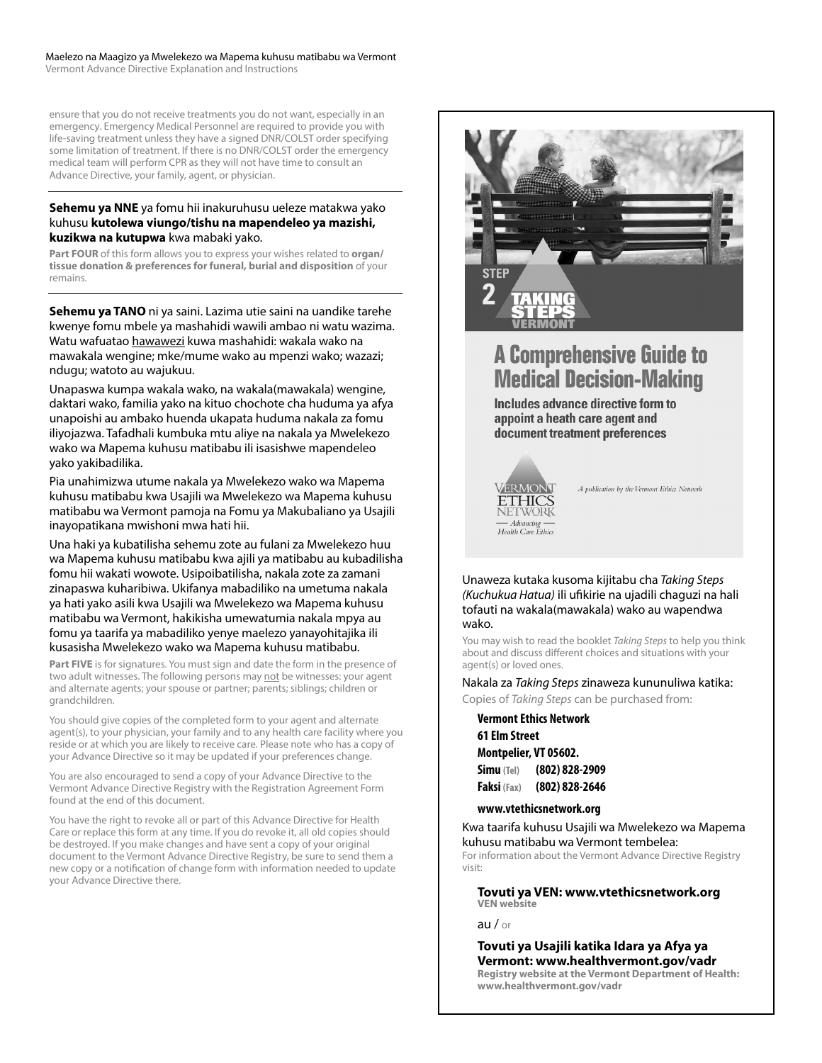ensure that you do not receive treatments you do not want, especially in an emergency. Emergency Medical Personnel are required to provide you with life-saving treatment unless they have a signed DNR/COLST order specifying some limitation of treatment. If there is no DNR/COLST order the emergency medical team will perform CPR as they will not have time to consult an Advance Directive, your family, agent, or physician.

**Sehemu ya NNE** ya fomu hii inakuruhusu ueleze matakwa yako kuhusu **kutolewa viungo/tishu na mapendeleo ya mazishi, kuzikwa na kutupwa** kwa mabaki yako.

**Part FOUR** of this form allows you to express your wishes related to **organ/ tissue donation & preferences for funeral, burial and disposition** of your remains.

**Sehemu ya TANO** ni ya saini. Lazima utie saini na uandike tarehe kwenye fomu mbele ya mashahidi wawili ambao ni watu wazima. Watu wafuatao hawawezi kuwa mashahidi: wakala wako na mawakala wengine; mke/mume wako au mpenzi wako; wazazi; ndugu; watoto au wajukuu.

Unapaswa kumpa wakala wako, na wakala(mawakala) wengine, daktari wako, familia yako na kituo chochote cha huduma ya afya unapoishi au ambako huenda ukapata huduma nakala za fomu iliyojazwa. Tafadhali kumbuka mtu aliye na nakala ya Mwelekezo wako wa Mapema kuhusu matibabu ili isasishwe mapendeleo yako yakibadilika.

Pia unahimizwa utume nakala ya Mwelekezo wako wa Mapema kuhusu matibabu kwa Usajili wa Mwelekezo wa Mapema kuhusu matibabu wa Vermont pamoja na Fomu ya Makubaliano ya Usajili inayopatikana mwishoni mwa hati hii.

Una haki ya kubatilisha sehemu zote au fulani za Mwelekezo huu wa Mapema kuhusu matibabu kwa ajili ya matibabu au kubadilisha fomu hii wakati wowote. Usipoibatilisha, nakala zote za zamani zinapaswa kuharibiwa. Ukifanya mabadiliko na umetuma nakala ya hati yako asili kwa Usajili wa Mwelekezo wa Mapema kuhusu matibabu wa Vermont, hakikisha umewatumia nakala mpya au fomu ya taarifa ya mabadiliko yenye maelezo yanayohitajika ili kusasisha Mwelekezo wako wa Mapema kuhusu matibabu.

**Part FIVE** is for signatures. You must sign and date the form in the presence of two adult witnesses. The following persons may not be witnesses: your agent and alternate agents; your spouse or partner; parents; siblings; children or grandchildren.

You should give copies of the completed form to your agent and alternate agent(s), to your physician, your family and to any health care facility where you reside or at which you are likely to receive care. Please note who has a copy of your Advance Directive so it may be updated if your preferences change.

You are also encouraged to send a copy of your Advance Directive to the Vermont Advance Directive Registry with the Registration Agreement Form found at the end of this document.

You have the right to revoke all or part of this Advance Directive for Health Care or replace this form at any time. If you do revoke it, all old copies should be destroyed. If you make changes and have sent a copy of your original document to the Vermont Advance Directive Registry, be sure to send them a new copy or a notification of change form with information needed to update your Advance Directive there.

STEP 2 TAKING STEPS VERMONT

**A Comprehensive Guide to Medical Decision-Making**

**Includes advance directive form to appoint a heath care agent and document treatment preferences**

VERMONT ETHICS NETWORK — Advancing — Health Care Ethics

*A publication by the Vermont Ethics Network*

Unaweza kutaka kusoma kijitabu cha *Taking Steps (Kuchukua Hatua)* ili ufikirie na ujadili chaguzi na hali tofauti na wakala(mawakala) wako au wapendwa wako.

You may wish to read the booklet *Taking Steps* to help you think about and discuss different choices and situations with your agent(s) or loved ones.

Nakala za *Taking Steps* zinaweza kununuliwa katika:
Copies of *Taking Steps* can be purchased from:

**Vermont Ethics Network**
**61 Elm Street**
**Montpelier, VT 05602.**
**Simu** (Tel) **(802) 828-2909**
**Faksi** (Fax) **(802) 828-2646**

**www.vtethicsnetwork.org**

Kwa taarifa kuhusu Usajili wa Mwelekezo wa Mapema kuhusu matibabu wa Vermont tembelea:
For information about the Vermont Advance Directive Registry visit:

**Tovuti ya VEN: www.vtethicsnetwork.org**
**VEN website**

au / or

**Tovuti ya Usajili katika Idara ya Afya ya Vermont: www.healthvermont.gov/vadr**
**Registry website at the Vermont Department of Health: www.healthvermont.gov/vadr**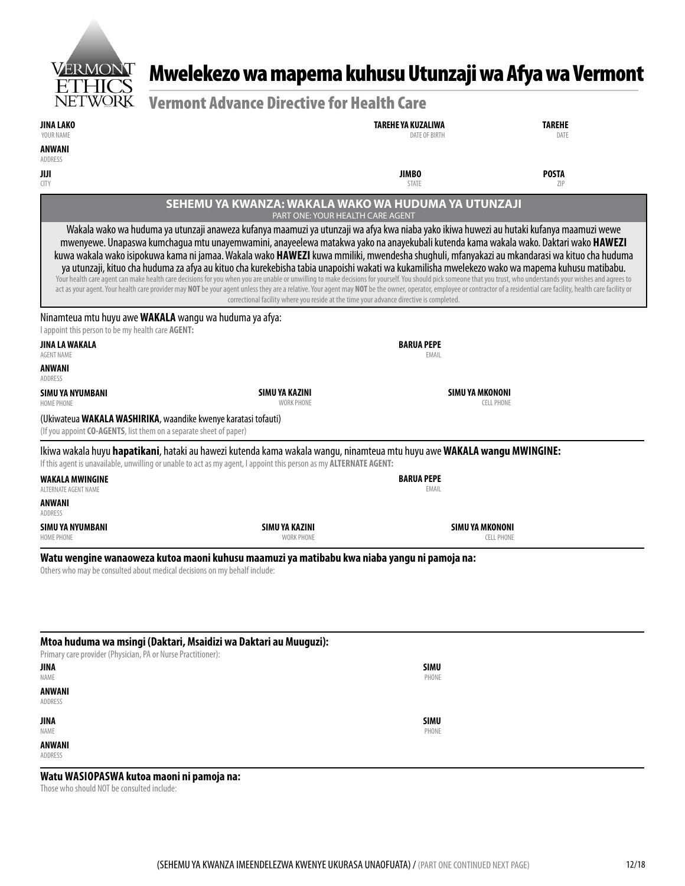# Mwelekezo wa mapema kuhusu Utunzaji wa Afya wa Vermont

## Vermont Advance Directive for Health Care

**JINA LAKO** YOUR NAME | **TAREHE YA KUZALIWA** DATE OF BIRTH | **TAREHE** DATE

**ANWANI** ADDRESS

**JIJI** CITY | **JIMBO** STATE | **POSTA** ZIP

## SEHEMU YA KWANZA: WAKALA WAKO WA HUDUMA YA UTUNZAJI

PART ONE: YOUR HEALTH CARE AGENT

Wakala wako wa huduma ya utunzaji anaweza kufanya maamuzi ya utunzaji wa afya kwa niaba yako ikiwa huwezi au hutaki kufanya maamuzi wewe mwenyewe. Unapaswa kumchagua mtu unayemwamini, anayeelewa matakwa yako na anayekubali kutenda kama wakala wako. Daktari wako **HAWEZI** kuwa wakala wako isipokuwa kama ni jamaa. Wakala wako **HAWEZI** kuwa mmiliki, mwendesha shughuli, mfanyakazi au mkandarasi wa kituo cha huduma ya utunzaji, kituo cha huduma za afya au kituo cha kurekebisha tabia unapoishi wakati wa kukamilisha mwelekezo wako wa mapema kuhusu matibabu.

Your health care agent can make health care decisions for you when you are unable or unwilling to make decisions for yourself. You should pick someone that you trust, who understands your wishes and agrees to act as your agent. Your health care provider may **NOT** be your agent unless they are a relative. Your agent may **NOT** be the owner, operator, employee or contractor of a residential care facility, health care facility or correctional facility where you reside at the time your advance directive is completed.

Ninamteua mtu huyu awe **WAKALA** wangu wa huduma ya afya:
I appoint this person to be my health care **AGENT:**

**JINA LA WAKALA** AGENT NAME | **BARUA PEPE** EMAIL

**ANWANI** ADDRESS

**SIMU YA NYUMBANI** HOME PHONE | **SIMU YA KAZINI** WORK PHONE | **SIMU YA MKONONI** CELL PHONE

(Ukiwateua **WAKALA WASHIRIKA**, waandike kwenye karatasi tofauti)
(If you appoint **CO-AGENTS**, list them on a separate sheet of paper)

Ikiwa wakala huyu **hapatikani**, hataki au hawezi kutenda kama wakala wangu, ninamteua mtu huyu awe **WAKALA wangu MWINGINE:**
If this agent is unavailable, unwilling or unable to act as my agent, I appoint this person as my **ALTERNATE AGENT:**

**WAKALA MWINGINE** ALTERNATE AGENT NAME | **BARUA PEPE** EMAIL

**ANWANI** ADDRESS

**SIMU YA NYUMBANI** HOME PHONE | **SIMU YA KAZINI** WORK PHONE | **SIMU YA MKONONI** CELL PHONE

**Watu wengine wanaoweza kutoa maoni kuhusu maamuzi ya matibabu kwa niaba yangu ni pamoja na:**
Others who may be consulted about medical decisions on my behalf include:

**Mtoa huduma wa msingi (Daktari, Msaidizi wa Daktari au Muuguzi):**
Primary care provider (Physician, PA or Nurse Practitioner):

**JINA** NAME | **SIMU** PHONE

**ANWANI** ADDRESS

**JINA** NAME | **SIMU** PHONE

**ANWANI** ADDRESS

**Watu WASIOPASWA kutoa maoni ni pamoja na:**
Those who should NOT be consulted include:

(SEHEMU YA KWANZA IMEENDELEZWA KWENYE UKURASA UNAOFUATA) / (PART ONE CONTINUED NEXT PAGE)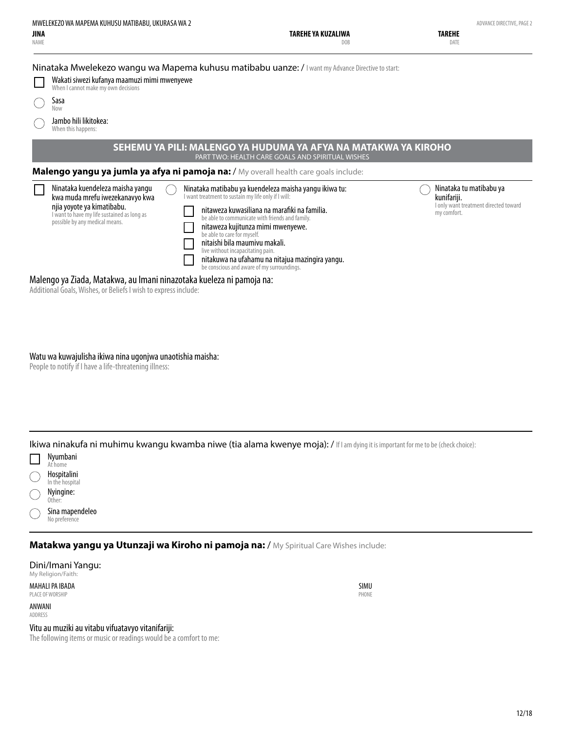**JINA** NAME | **TAREHE YA KUZALIWA** DOB | **TAREHE** DATE

Ninataka Mwelekezo wangu wa Mapema kuhusu matibabu uanze: / I want my Advance Directive to start:

- ☐ Wakati siwezi kufanya maamuzi mimi mwenyewe
  When I cannot make my own decisions
- ◯ Sasa
  Now
- ◯ Jambo hili likitokea:
  When this happens:

## SEHEMU YA PILI: MALENGO YA HUDUMA YA AFYA NA MATAKWA YA KIROHO

PART TWO: HEALTH CARE GOALS AND SPIRITUAL WISHES

**Malengo yangu ya jumla ya afya ni pamoja na:** / My overall health care goals include:

- ☐ Ninataka kuendeleza maisha yangu kwa muda mrefu iwezekanavyo kwa njia yoyote ya kimatibabu.
  I want to have my life sustained as long as possible by any medical means.
- ◯ Ninataka matibabu ya kuendeleza maisha yangu ikiwa tu:
  I want treatment to sustain my life only if I will:
  - ☐ nitaweza kuwasiliana na marafiki na familia.
    be able to communicate with friends and family.
  - ☐ nitaweza kujitunza mimi mwenyewe.
    be able to care for myself.
  - ☐ nitaishi bila maumivu makali.
    live without incapacitating pain.
  - ☐ nitakuwa na ufahamu na nitajua mazingira yangu.
    be conscious and aware of my surroundings.
- ◯ Ninataka tu matibabu ya kunifariji.
  I only want treatment directed toward my comfort.

Malengo ya Ziada, Matakwa, au Imani ninazotaka kueleza ni pamoja na:
Additional Goals, Wishes, or Beliefs I wish to express include:

Watu wa kuwajulisha ikiwa nina ugonjwa unaotishia maisha:
People to notify if I have a life-threatening illness:

Ikiwa ninakufa ni muhimu kwangu kwamba niwe (tia alama kwenye moja): / If I am dying it is important for me to be (check choice):

- ☐ Nyumbani
  At home
- ◯ Hospitalini
  In the hospital
- ◯ Nyingine:
  Other:
- ◯ Sina mapendeleo
  No preference

**Matakwa yangu ya Utunzaji wa Kiroho ni pamoja na:** / My Spiritual Care Wishes include:

Dini/Imani Yangu:
My Religion/Faith:

MAHALI PA IBADA
PLACE OF WORSHIP

SIMU
PHONE

ANWANI
ADDRESS

Vitu au muziki au vitabu vifuatavyo vitanifariji:
The following items or music or readings would be a comfort to me: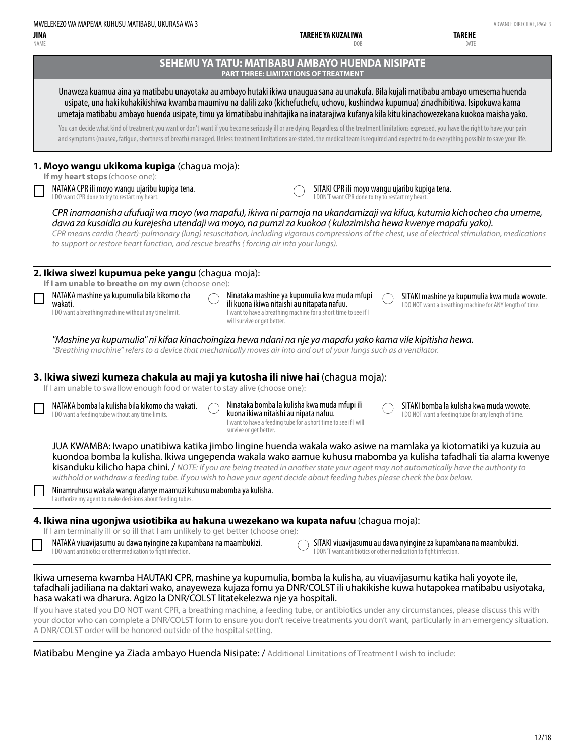**JINA** NAME　　**TAREHE YA KUZALIWA** DOB　　**TAREHE** DATE

## SEHEMU YA TATU: MATIBABU AMBAYO HUENDA NISIPATE
**PART THREE: LIMITATIONS OF TREATMENT**

Unaweza kuamua aina ya matibabu unayotaka au ambayo hutaki ikiwa unaugua sana au unakufa. Bila kujali matibabu ambayo umesema huenda usipate, una haki kuhakikishiwa kwamba maumivu na dalili zako (kichefuchefu, uchovu, kushindwa kupumua) zinadhibitiwa. Isipokuwa kama umetaja matibabu ambayo huenda usipate, timu ya kimatibabu inahitajika na inatarajiwa kufanya kila kitu kinachowezekana kuokoa maisha yako.

You can decide what kind of treatment you want or don't want if you become seriously ill or are dying. Regardless of the treatment limitations expressed, you have the right to have your pain and symptoms (nausea, fatigue, shortness of breath) managed. Unless treatment limitations are stated, the medical team is required and expected to do everything possible to save your life.

**1. Moyo wangu ukikoma kupiga** (chagua moja):
**If my heart stops** (choose one):

- ☐ NATAKA CPR ili moyo wangu ujaribu kupiga tena. / I DO want CPR done to try to restart my heart.
- ◯ SITAKI CPR ili moyo wangu ujaribu kupiga tena. / I DON'T want CPR done to try to restart my heart.

*CPR inamaanisha ufufuaji wa moyo (wa mapafu), ikiwa ni pamoja na ukandamizaji wa kifua, kutumia kichocheo cha umeme, dawa za kusaidia au kurejesha utendaji wa moyo, na pumzi za kuokoa ( kulazimisha hewa kwenye mapafu yako).*
*CPR means cardio (heart)-pulmonary (lung) resuscitation, including vigorous compressions of the chest, use of electrical stimulation, medications to support or restore heart function, and rescue breaths ( forcing air into your lungs).*

**2. Ikiwa siwezi kupumua peke yangu** (chagua moja):
**If I am unable to breathe on my own** (choose one):

- ☐ NATAKA mashine ya kupumulia bila kikomo cha wakati. / I DO want a breathing machine without any time limit.
- ◯ Ninataka mashine ya kupumulia kwa muda mfupi ili kuona ikiwa nitaishi au nitapata nafuu. / I want to have a breathing machine for a short time to see if I will survive or get better.
- ◯ SITAKI mashine ya kupumulia kwa muda wowote. / I DO NOT want a breathing machine for ANY length of time.

*"Mashine ya kupumulia" ni kifaa kinachoingiza hewa ndani na nje ya mapafu yako kama vile kipitisha hewa.*
*"Breathing machine" refers to a device that mechanically moves air into and out of your lungs such as a ventilator.*

**3. Ikiwa siwezi kumeza chakula au maji ya kutosha ili niwe hai** (chagua moja):
If I am unable to swallow enough food or water to stay alive (choose one):

- ☐ NATAKA bomba la kulisha bila kikomo cha wakati. / I DO want a feeding tube without any time limits.
- ◯ Ninataka bomba la kulisha kwa muda mfupi ili kuona ikiwa nitaishi au nipata nafuu. / I want to have a feeding tube for a short time to see if I will survive or get better.
- ◯ SITAKI bomba la kulisha kwa muda wowote. / I DO NOT want a feeding tube for any length of time.

JUA KWAMBA: Iwapo unatibiwa katika jimbo lingine huenda wakala wako asiwe na mamlaka ya kiotomatiki ya kuzuia au kuondoa bomba la kulisha. Ikiwa ungependa wakala wako aamue kuhusu mabomba ya kulisha tafadhali tia alama kwenye kisanduku kilicho hapa chini. / *NOTE: If you are being treated in another state your agent may not automatically have the authority to withhold or withdraw a feeding tube. If you wish to have your agent decide about feeding tubes please check the box below.*

- ☐ Ninamruhusu wakala wangu afanye maamuzi kuhusu mabomba ya kulisha. / I authorize my agent to make decisions about feeding tubes.

**4. Ikiwa nina ugonjwa usiotibika au hakuna uwezekano wa kupata nafuu** (chagua moja):
If I am terminally ill or so ill that I am unlikely to get better (choose one):

- ☐ NATAKA viuavijasumu au dawa nyingine za kupambana na maambukizi. / I DO want antibiotics or other medication to fight infection.
- ◯ SITAKI viuavijasumu au dawa nyingine za kupambana na maambukizi. / I DON'T want antibiotics or other medication to fight infection.

Ikiwa umesema kwamba HAUTAKI CPR, mashine ya kupumulia, bomba la kulisha, au viuavijasumu katika hali yoyote ile, tafadhali jadiliana na daktari wako, anayeweza kujaza fomu ya DNR/COLST ili uhakikishe kuwa hutapokea matibabu usiyotaka, hasa wakati wa dharura. Agizo la DNR/COLST litatekelezwa nje ya hospitali.

If you have stated you DO NOT want CPR, a breathing machine, a feeding tube, or antibiotics under any circumstances, please discuss this with your doctor who can complete a DNR/COLST form to ensure you don't receive treatments you don't want, particularly in an emergency situation. A DNR/COLST order will be honored outside of the hospital setting.

Matibabu Mengine ya Ziada ambayo Huenda Nisipate: / Additional Limitations of Treatment I wish to include: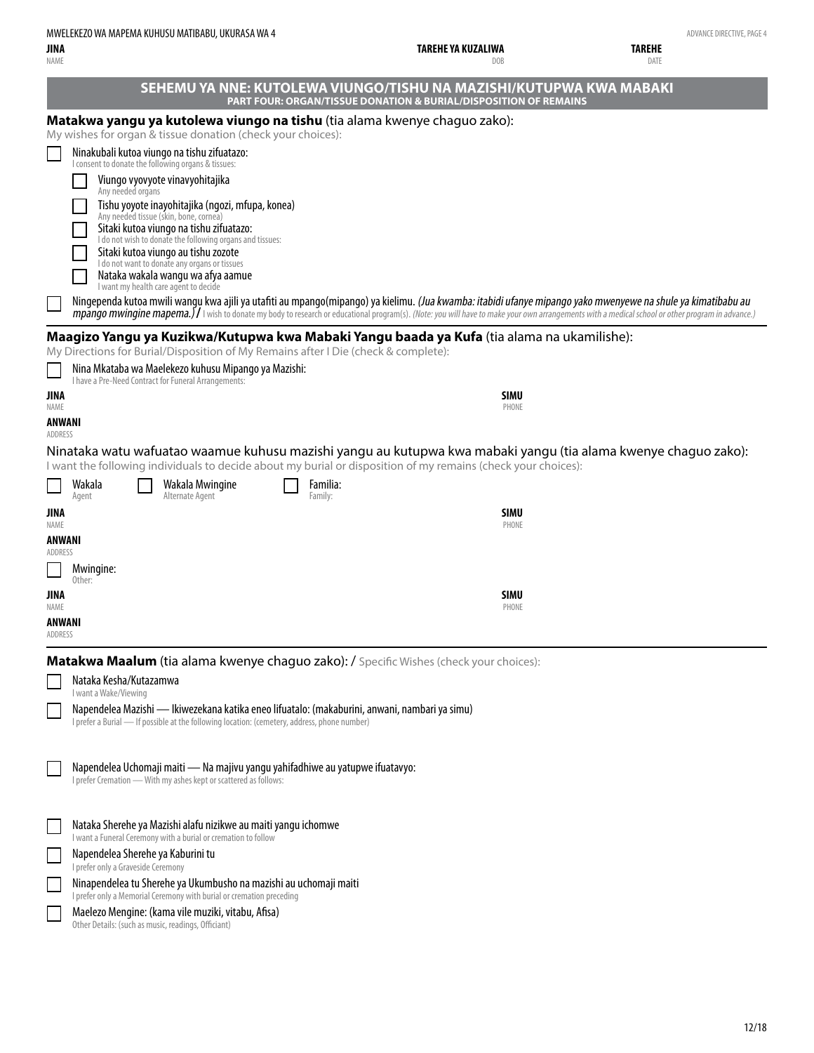**JINA** NAME | **TAREHE YA KUZALIWA** DOB | **TAREHE** DATE

## SEHEMU YA NNE: KUTOLEWA VIUNGO/TISHU NA MAZISHI/KUTUPWA KWA MABAKI
### PART FOUR: ORGAN/TISSUE DONATION & BURIAL/DISPOSITION OF REMAINS

**Matakwa yangu ya kutolewa viungo na tishu** (tia alama kwenye chaguo zako):
My wishes for organ & tissue donation (check your choices):

- ☐ Ninakubali kutoa viungo na tishu zifuatazo:
  I consent to donate the following organs & tissues:
  - ☐ Viungo vyovyote vinavyohitajika
    Any needed organs
  - ☐ Tishu yoyote inayohitajika (ngozi, mfupa, konea)
    Any needed tissue (skin, bone, cornea)
  - ☐ Sitaki kutoa viungo na tishu zifuatazo:
    I do not wish to donate the following organs and tissues:
  - ☐ Sitaki kutoa viungo au tishu zozote
    I do not want to donate any organs or tissues
  - ☐ Nataka wakala wangu wa afya aamue
    I want my health care agent to decide
- ☐ Ningependa kutoa mwili wangu kwa ajili ya utafiti au mpango(mipango) ya kielimu. *(Jua kwamba: itabidi ufanye mipango yako mwenyewe na shule ya kimatibabu au mpango mwingine mapema.)* / I wish to donate my body to research or educational program(s). *(Note: you will have to make your own arrangements with a medical school or other program in advance.)*

**Maagizo Yangu ya Kuzikwa/Kutupwa kwa Mabaki Yangu baada ya Kufa** (tia alama na ukamilishe):
My Directions for Burial/Disposition of My Remains after I Die (check & complete):

- ☐ Nina Mkataba wa Maelekezo kuhusu Mipango ya Mazishi:
  I have a Pre-Need Contract for Funeral Arrangements:

**JINA** NAME | **SIMU** PHONE

**ANWANI** ADDRESS

Ninataka watu wafuatao waamue kuhusu mazishi yangu au kutupwa kwa mabaki yangu (tia alama kwenye chaguo zako):
I want the following individuals to decide about my burial or disposition of my remains (check your choices):

☐ Wakala Agent ☐ Wakala Mwingine Alternate Agent ☐ Familia: Family:

**JINA** NAME | **SIMU** PHONE

**ANWANI** ADDRESS

☐ Mwingine: Other:

**JINA** NAME | **SIMU** PHONE

**ANWANI** ADDRESS

**Matakwa Maalum** (tia alama kwenye chaguo zako): / Specific Wishes (check your choices):

- ☐ Nataka Kesha/Kutazamwa
  I want a Wake/Viewing
- ☐ Napendelea Mazishi — Ikiwezekana katika eneo lifuatalo: (makaburini, anwani, nambari ya simu)
  I prefer a Burial — If possible at the following location: (cemetery, address, phone number)
- ☐ Napendelea Uchomaji maiti — Na majivu yangu yahifadhiwe au yatupwe ifuatavyo:
  I prefer Cremation — With my ashes kept or scattered as follows:
- ☐ Nataka Sherehe ya Mazishi alafu nizikwe au maiti yangu ichomwe
  I want a Funeral Ceremony with a burial or cremation to follow
- ☐ Napendelea Sherehe ya Kaburini tu
  I prefer only a Graveside Ceremony
- ☐ Ninapendelea tu Sherehe ya Ukumbusho na mazishi au uchomaji maiti
  I prefer only a Memorial Ceremony with burial or cremation preceding
- ☐ Maelezo Mengine: (kama vile muziki, vitabu, Afisa)
  Other Details: (such as music, readings, Officiant)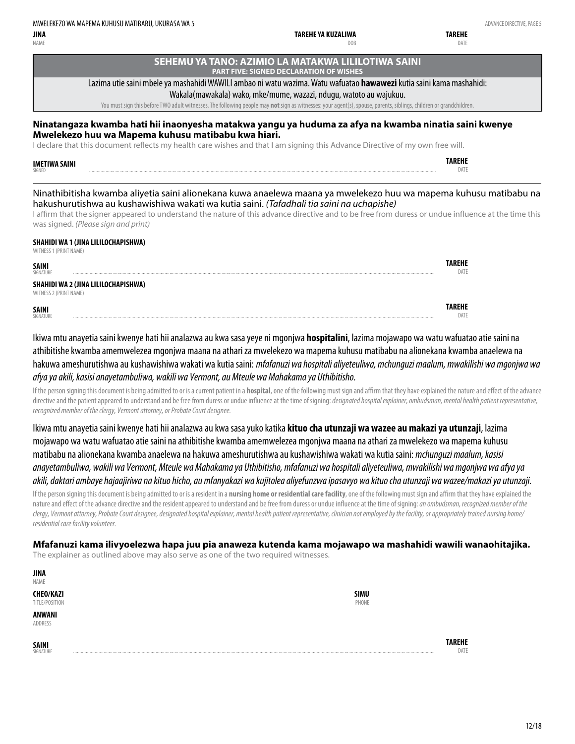JINA
NAME

TAREHE YA KUZALIWA
DOB

TAREHE
DATE

## SEHEMU YA TANO: AZIMIO LA MATAKWA LILILOTIWA SAINI
### PART FIVE: SIGNED DECLARATION OF WISHES

Lazima utie saini mbele ya mashahidi WAWILI ambao ni watu wazima. Watu wafuatao **hawawezi** kutia saini kama mashahidi: Wakala(mawakala) wako, mke/mume, wazazi, ndugu, watoto au wajukuu.

You must sign this before TWO adult witnesses. The following people may **not** sign as witnesses: your agent(s), spouse, parents, siblings, children or grandchildren.

**Ninatangaza kwamba hati hii inaonyesha matakwa yangu ya huduma za afya na kwamba ninatia saini kwenye Mwelekezo huu wa Mapema kuhusu matibabu kwa hiari.**

I declare that this document reflects my health care wishes and that I am signing this Advance Directive of my own free will.

**IMETIWA SAINI**
SIGNED ................................................................ **TAREHE**
DATE

Ninathibitisha kwamba aliyetia saini alionekana kuwa anaelewa maana ya mwelekezo huu wa mapema kuhusu matibabu na hakushurutishwa au kushawishiwa wakati wa kutia saini. *(Tafadhali tia saini na uchapishe)*

I affirm that the signer appeared to understand the nature of this advance directive and to be free from duress or undue influence at the time this was signed. *(Please sign and print)*

**SHAHIDI WA 1 (JINA LILILOCHAPISHWA)**
WITNESS 1 (PRINT NAME)

**SAINI**
SIGNATURE ................................................................ **TAREHE**
DATE

**SHAHIDI WA 2 (JINA LILILOCHAPISHWA)**
WITNESS 2 (PRINT NAME)

**SAINI**
SIGNATURE ................................................................ **TAREHE**
DATE

Ikiwa mtu anayetia saini kwenye hati hii analazwa au kwa sasa yeye ni mgonjwa **hospitalini**, lazima mojawapo wa watu wafuatao atie saini na athibitishe kwamba amemwelezea mgonjwa maana na athari za mwelekezo wa mapema kuhusu matibabu na alionekana kwamba anaelewa na hakuwa ameshurutishwa au kushawishiwa wakati wa kutia saini: *mfafanuzi wa hospitali aliyeteuliwa, mchunguzi maalum, mwakilishi wa mgonjwa wa afya ya akili, kasisi anayetambuliwa, wakili wa Vermont, au Mteule wa Mahakama ya Uthibitisho.*

If the person signing this document is being admitted to or is a current patient in a **hospital**, one of the following must sign and affirm that they have explained the nature and effect of the advance directive and the patient appeared to understand and be free from duress or undue influence at the time of signing: *designated hospital explainer, ombudsman, mental health patient representative, recognized member of the clergy, Vermont attorney, or Probate Court designee.*

Ikiwa mtu anayetia saini kwenye hati hii analazwa au kwa sasa yuko katika **kituo cha utunzaji wa wazee au makazi ya utunzaji**, lazima mojawapo wa watu wafuatao atie saini na athibitishe kwamba amemwelezea mgonjwa maana na athari za mwelekezo wa mapema kuhusu matibabu na alionekana kwamba anaelewa na hakuwa ameshurutishwa au kushawishiwa wakati wa kutia saini: *mchunguzi maalum, kasisi anayetambuliwa, wakili wa Vermont, Mteule wa Mahakama ya Uthibitisho, mfafanuzi wa hospitali aliyeteuliwa, mwakilishi wa mgonjwa wa afya ya akili, daktari ambaye hajaajiriwa na kituo hicho, au mfanyakazi wa kujitolea aliyefunzwa ipasavyo wa kituo cha utunzaji wa wazee/makazi ya utunzaji.*

If the person signing this document is being admitted to or is a resident in a **nursing home or residential care facility**, one of the following must sign and affirm that they have explained the nature and effect of the advance directive and the resident appeared to understand and be free from duress or undue influence at the time of signing: *an ombudsman, recognized member of the clergy, Vermont attorney, Probate Court designee, designated hospital explainer, mental health patient representative, clinician not employed by the facility, or appropriately trained nursing home/ residential care facility volunteer.*

**Mfafanuzi kama ilivyoelezwa hapa juu pia anaweza kutenda kama mojawapo wa mashahidi wawili wanaohitajika.**

The explainer as outlined above may also serve as one of the two required witnesses.

**JINA**
NAME

**CHEO/KAZI**
TITLE/POSITION

**SIMU**
PHONE

**ANWANI**
ADDRESS

**SAINI**
SIGNATURE ................................................................ **TAREHE**
DATE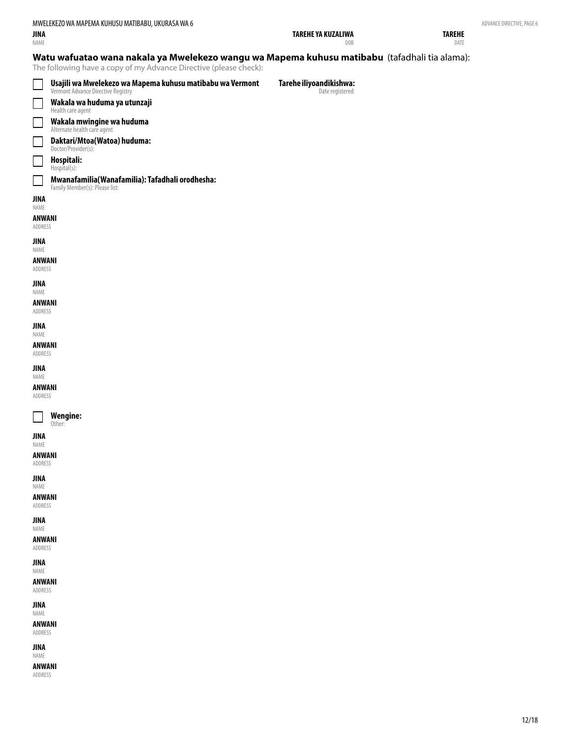**JINA** NAME | **TAREHE YA KUZALIWA** DOB | **TAREHE** DATE

## Watu wafuatao wana nakala ya Mwelekezo wangu wa Mapema kuhusu matibabu (tafadhali tia alama):

The following have a copy of my Advance Directive (please check):

- ☐ **Usajili wa Mwelekezo wa Mapema kuhusu matibabu wa Vermont** Vermont Advance Directive Registry — **Tarehe iliyoandikishwa:** Date registered:
- ☐ **Wakala wa huduma ya utunzaji** Health care agent
- ☐ **Wakala mwingine wa huduma** Alternate health care agent
- ☐ **Daktari/Mtoa(Watoa) huduma:** Doctor/Provider(s):
- ☐ **Hospitali:** Hospital(s):
- ☐ **Mwanafamilia(Wanafamilia): Tafadhali orodhesha:** Family Member(s): Please list:

**JINA** NAME

**ANWANI** ADDRESS

**JINA** NAME

**ANWANI** ADDRESS

**JINA** NAME

**ANWANI** ADDRESS

**JINA** NAME

**ANWANI** ADDRESS

**JINA** NAME

**ANWANI** ADDRESS

- ☐ **Wengine:** Other:

**JINA** NAME

**ANWANI** ADDRESS

**JINA** NAME

**ANWANI** ADDRESS

**JINA** NAME

**ANWANI** ADDRESS

**JINA** NAME

**ANWANI** ADDRESS

**JINA** NAME

**ANWANI** ADDRESS

**JINA** NAME

**ANWANI** ADDRESS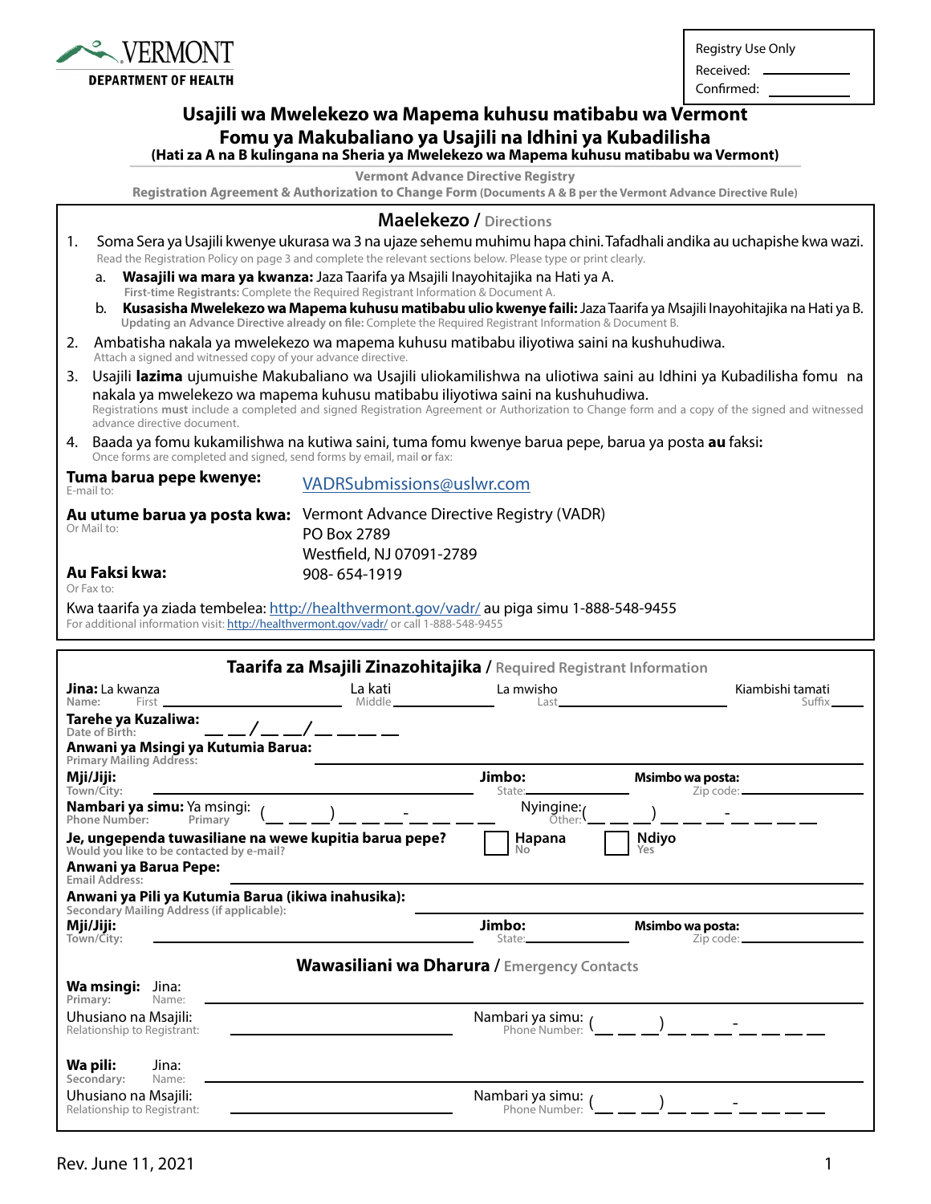VERMONT DEPARTMENT OF HEALTH

Registry Use Only
Received: ____________
Confirmed: ____________

# Usajili wa Mwelekezo wa Mapema kuhusu matibabu wa Vermont
## Fomu ya Makubaliano ya Usajili na Idhini ya Kubadilisha
**(Hati za A na B kulingana na Sheria ya Mwelekezo wa Mapema kuhusu matibabu wa Vermont)**

**Vermont Advance Directive Registry**
**Registration Agreement & Authorization to Change Form (Documents A & B per the Vermont Advance Directive Rule)**

### Maelekezo / Directions

1. Soma Sera ya Usajili kwenye ukurasa wa 3 na ujaze sehemu muhimu hapa chini. Tafadhali andika au uchapishe kwa wazi.
   Read the Registration Policy on page 3 and complete the relevant sections below. Please type or print clearly.
   a. **Wasajili wa mara ya kwanza:** Jaza Taarifa ya Msajili Inayohitajika na Hati ya A.
      **First-time Registrants:** Complete the Required Registrant Information & Document A.
   b. **Kusasisha Mwelekezo wa Mapema kuhusu matibabu ulio kwenye faili:** Jaza Taarifa ya Msajili Inayohitajika na Hati ya B.
      **Updating an Advance Directive already on file:** Complete the Required Registrant Information & Document B.
2. Ambatisha nakala ya mwelekezo wa mapema kuhusu matibabu iliyotiwa saini na kushuhudiwa.
   Attach a signed and witnessed copy of your advance directive.
3. Usajili **lazima** ujumuishe Makubaliano wa Usajili uliokamilishwa na uliotiwa saini au Idhini ya Kubadilisha fomu na nakala ya mwelekezo wa mapema kuhusu matibabu iliyotiwa saini na kushuhudiwa.
   Registrations **must** include a completed and signed Registration Agreement or Authorization to Change form and a copy of the signed and witnessed advance directive document.
4. Baada ya fomu kukamilishwa na kutiwa saini, tuma fomu kwenye barua pepe, barua ya posta **au** faksi**:**
   Once forms are completed and signed, send forms by email, mail **or** fax:

**Tuma barua pepe kwenye:** VADRSubmissions@uslwr.com
E-mail to:

**Au utume barua ya posta kwa:** Vermont Advance Directive Registry (VADR)
Or Mail to:
PO Box 2789
Westfield, NJ 07091-2789

**Au Faksi kwa:** 908- 654-1919
Or Fax to:

Kwa taarifa ya ziada tembelea: http://healthvermont.gov/vadr/ au piga simu 1-888-548-9455
For additional information visit: http://healthvermont.gov/vadr/ or call 1-888-548-9455

### Taarifa za Msajili Zinazohitajika / Required Registrant Information

**Jina:** La kwanza / **Name:** First ____________ La kati / Middle ____________ La mwisho / Last ____________ Kiambishi tamati / Suffix ______

**Tarehe ya Kuzaliwa:** / Date of Birth: __ __ / __ __ / __ __ __ __

**Anwani ya Msingi ya Kutumia Barua:** / Primary Mailing Address: ____________________

**Mji/Jiji:** / Town/City: ____________ **Jimbo:** / State: ________ **Msimbo wa posta:** / Zip code: ________

**Nambari ya simu:** Ya msingi: / Phone Number: Primary (__ __ __) __ __ __ - __ __ __ __   Nyingine: / Other: (__ __ __) __ __ __ - __ __ __ __

**Je, ungependa tuwasiliane na wewe kupitia barua pepe?** / Would you like to be contacted by e-mail? ☐ **Hapana** / No ☐ **Ndiyo** / Yes

**Anwani ya Barua Pepe:** / Email Address: ____________________

**Anwani ya Pili ya Kutumia Barua (ikiwa inahusika):** / Secondary Mailing Address (if applicable): ____________________

**Mji/Jiji:** / Town/City: ____________ **Jimbo:** / State: ________ **Msimbo wa posta:** / Zip code: ________

### Wawasiliani wa Dharura / Emergency Contacts

**Wa msingi:** / Primary: Jina: / Name: ____________________

Uhusiano na Msajili: / Relationship to Registrant: ____________ Nambari ya simu: / Phone Number: (__ __ __) __ __ __ - __ __ __ __

**Wa pili:** / Secondary: Jina: / Name: ____________________

Uhusiano na Msajili: / Relationship to Registrant: ____________ Nambari ya simu: / Phone Number: (__ __ __) __ __ __ - __ __ __ __

Rev. June 11, 2021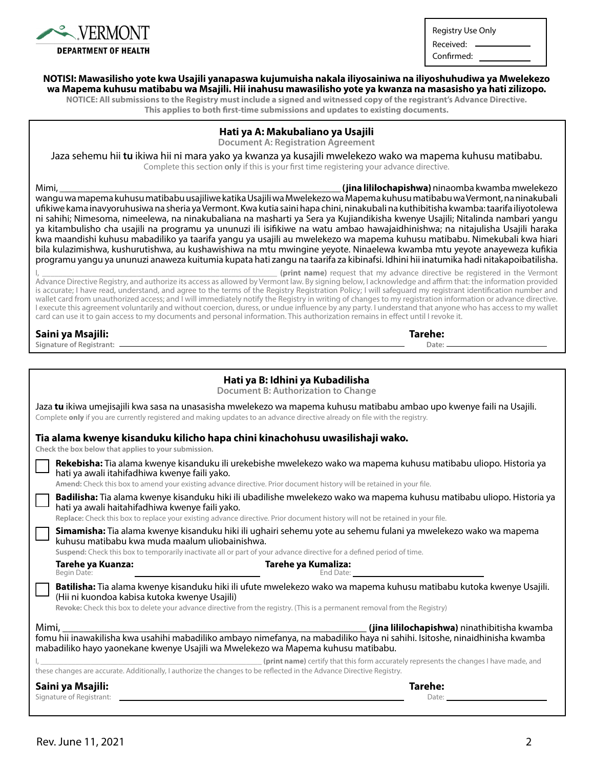VERMONT DEPARTMENT OF HEALTH

| Registry Use Only |
|---|
| Received: ____________ |
| Confirmed: ____________ |

**NOTISI: Mawasilisho yote kwa Usajili yanapaswa kujumuisha nakala iliyosainiwa na iliyoshuhudiwa ya Mwelekezo wa Mapema kuhusu matibabu wa Msajili. Hii inahusu mawasilisho yote ya kwanza na masasisho ya hati zilizopo.**

**NOTICE: All submissions to the Registry must include a signed and witnessed copy of the registrant's Advance Directive. This applies to both first-time submissions and updates to existing documents.**

## Hati ya A: Makubaliano ya Usajili

**Document A: Registration Agreement**

Jaza sehemu hii **tu** ikiwa hii ni mara yako ya kwanza ya kusajili mwelekezo wako wa mapema kuhusu matibabu.

Complete this section **only** if this is your first time registering your advance directive.

Mimi, ______________________________ **(jina lililochapishwa)** ninaomba kwamba mwelekezo wangu wa mapema kuhusu matibabu usajiliwe katika Usajili wa Mwelekezo wa Mapema kuhusu matibabu wa Vermont, na ninakubali ufikiwe kama inavyoruhusiwa na sheria ya Vermont. Kwa kutia saini hapa chini, ninakubali na kuthibitisha kwamba: taarifa iliyotolewa ni sahihi; Nimesoma, nimeelewa, na ninakubaliana na masharti ya Sera ya Kujiandikisha kwenye Usajili; Nitalinda nambari yangu ya kitambulisho cha usajili na programu ya ununuzi ili isifikiwe na watu ambao hawajaidhinishwa; na nitajulisha Usajili haraka kwa maandishi kuhusu mabadiliko ya taarifa yangu ya usajili au mwelekezo wa mapema kuhusu matibabu. Nimekubali kwa hiari bila kulazimishwa, kushurutishwa, au kushawishiwa na mtu mwingine yeyote. Ninaelewa kwamba mtu yeyote anayeweza kufikia programu yangu ya ununuzi anaweza kuitumia kupata hati zangu na taarifa zangu za kibinafsi. Idhini hii inatumika hadi nitakapoibatilisha.

I, ______________________________ **(print name)** request that my advance directive be registered in the Vermont Advance Directive Registry, and authorize its access as allowed by Vermont law. By signing below, I acknowledge and affirm that: the information provided is accurate; I have read, understand, and agree to the terms of the Registry Registration Policy; I will safeguard my registrant identification number and wallet card from unauthorized access; and I will immediately notify the Registry in writing of changes to my registration information or advance directive. I execute this agreement voluntarily and without coercion, duress, or undue influence by any party. I understand that anyone who has access to my wallet card can use it to gain access to my documents and personal information. This authorization remains in effect until I revoke it.

**Saini ya Msajili:** Signature of Registrant: ______________________________ **Tarehe:** Date: ______________

## Hati ya B: Idhini ya Kubadilisha

**Document B: Authorization to Change**

Jaza **tu** ikiwa umejisajili kwa sasa na unasasisha mwelekezo wa mapema kuhusu matibabu ambao upo kwenye faili na Usajili.

Complete **only** if you are currently registered and making updates to an advance directive already on file with the registry.

### Tia alama kwenye kisanduku kilicho hapa chini kinachohusu uwasilishaji wako.

**Check the box below that applies to your submission.**

☐ **Rekebisha:** Tia alama kwenye kisanduku ili urekebishe mwelekezo wako wa mapema kuhusu matibabu uliopo. Historia ya hati ya awali itahifadhiwa kwenye faili yako.
**Amend:** Check this box to amend your existing advance directive. Prior document history will be retained in your file.

☐ **Badilisha:** Tia alama kwenye kisanduku hiki ili ubadilishe mwelekezo wako wa mapema kuhusu matibabu uliopo. Historia ya hati ya awali haitahifadhiwa kwenye faili yako.
**Replace:** Check this box to replace your existing advance directive. Prior document history will not be retained in your file.

☐ **Simamisha:** Tia alama kwenye kisanduku hiki ili ughairi sehemu yote au sehemu fulani ya mwelekezo wako wa mapema kuhusu matibabu kwa muda maalum uliobainishwa.
**Suspend:** Check this box to temporarily inactivate all or part of your advance directive for a defined period of time.

**Tarehe ya Kuanza:** Begin Date: ______________ **Tarehe ya Kumaliza:** End Date: ______________

☐ **Batilisha:** Tia alama kwenye kisanduku hiki ili ufute mwelekezo wa mapema kuhusu matibabu kutoka kwenye Usajili. (Hii ni kuondoa kabisa kutoka kwenye Usajili)
**Revoke:** Check this box to delete your advance directive from the registry. (This is a permanent removal from the Registry)

Mimi, ______________________________ **(jina lililochapishwa)** ninathibitisha kwamba fomu hii inawakilisha kwa usahihi mabadiliko ambayo nimefanya, na mabadiliko haya ni sahihi. Isitoshe, ninaidhinisha kwamba mabadiliko hayo yaonekane kwenye Usajili wa Mwelekezo wa Mapema kuhusu matibabu.

I, ______________________________ **(print name)** certify that this form accurately represents the changes I have made, and these changes are accurate. Additionally, I authorize the changes to be reflected in the Advance Directive Registry.

**Saini ya Msajili:** Signature of Registrant: ______________________________ **Tarehe:** Date: ______________

Rev. June 11, 2021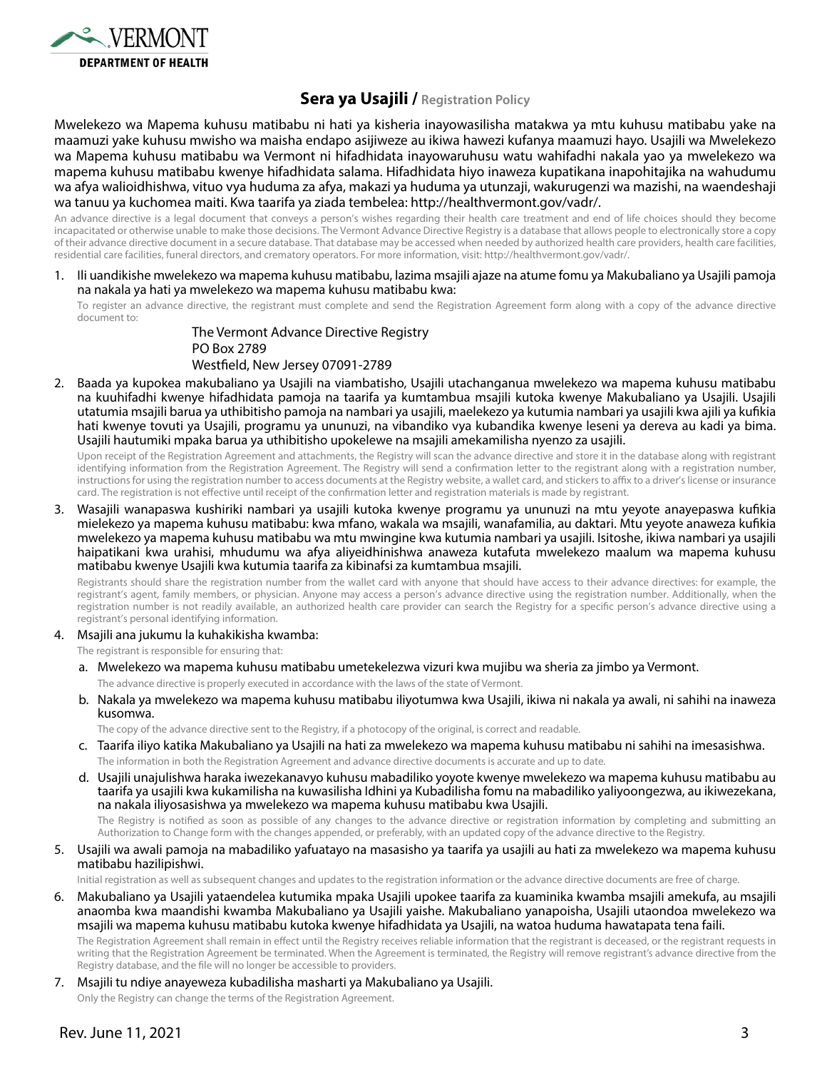VERMONT
DEPARTMENT OF HEALTH

## Sera ya Usajili / Registration Policy

Mwelekezo wa Mapema kuhusu matibabu ni hati ya kisheria inayowasilisha matakwa ya mtu kuhusu matibabu yake na maamuzi yake kuhusu mwisho wa maisha endapo asijiweze au ikiwa hawezi kufanya maamuzi hayo. Usajili wa Mwelekezo wa Mapema kuhusu matibabu wa Vermont ni hifadhidata inayowaruhusu watu wahifadhi nakala yao ya mwelekezo wa mapema kuhusu matibabu kwenye hifadhidata salama. Hifadhidata hiyo inaweza kupatikana inapohitajika na wahudumu wa afya walioidhishwa, vituo vya huduma za afya, makazi ya huduma ya utunzaji, wakurugenzi wa mazishi, na waendeshaji wa tanuu ya kuchomea maiti. Kwa taarifa ya ziada tembelea: http://healthvermont.gov/vadr/.

An advance directive is a legal document that conveys a person's wishes regarding their health care treatment and end of life choices should they become incapacitated or otherwise unable to make those decisions. The Vermont Advance Directive Registry is a database that allows people to electronically store a copy of their advance directive document in a secure database. That database may be accessed when needed by authorized health care providers, health care facilities, residential care facilities, funeral directors, and crematory operators. For more information, visit: http://healthvermont.gov/vadr/.

1. Ili uandikishe mwelekezo wa mapema kuhusu matibabu, lazima msajili ajaze na atume fomu ya Makubaliano ya Usajili pamoja na nakala ya hati ya mwelekezo wa mapema kuhusu matibabu kwa:

   To register an advance directive, the registrant must complete and send the Registration Agreement form along with a copy of the advance directive document to:

   The Vermont Advance Directive Registry
   PO Box 2789
   Westfield, New Jersey 07091-2789

2. Baada ya kupokea makubaliano ya Usajili na viambatisho, Usajili utachanganua mwelekezo wa mapema kuhusu matibabu na kuuhifadhi kwenye hifadhidata pamoja na taarifa ya kumtambua msajili kutoka kwenye Makubaliano ya Usajili. Usajili utatumia msajili barua ya uthibitisho pamoja na nambari ya usajili, maelekezo ya kutumia nambari ya usajili kwa ajili ya kufikia hati kwenye tovuti ya Usajili, programu ya ununuzi, na vibandiko vya kubandika kwenye leseni ya dereva au kadi ya bima. Usajili hautumiki mpaka barua ya uthibitisho upokelewe na msajili amekamilisha nyenzo za usajili.

   Upon receipt of the Registration Agreement and attachments, the Registry will scan the advance directive and store it in the database along with registrant identifying information from the Registration Agreement. The Registry will send a confirmation letter to the registrant along with a registration number, instructions for using the registration number to access documents at the Registry website, a wallet card, and stickers to affix to a driver's license or insurance card. The registration is not effective until receipt of the confirmation letter and registration materials is made by registrant.

3. Wasajili wanapaswa kushiriki nambari ya usajili kutoka kwenye programu ya ununuzi na mtu yeyote anayepaswa kufikia mielekezo ya mapema kuhusu matibabu: kwa mfano, wakala wa msajili, wanafamilia, au daktari. Mtu yeyote anaweza kufikia mwelekezo wa mapema kuhusu matibabu wa mtu mwingine kwa kutumia nambari ya usajili. Isitoshe, ikiwa nambari ya usajili haipatikani kwa urahisi, mhudumu wa afya aliyeidhinishwa anaweza kutafuta mwelekezo maalum wa mapema kuhusu matibabu kwenye Usajili kwa kutumia taarifa za kibinafsi za kumtambua msajili.

   Registrants should share the registration number from the wallet card with anyone that should have access to their advance directives: for example, the registrant's agent, family members, or physician. Anyone may access a person's advance directive using the registration number. Additionally, when the registration number is not readily available, an authorized health care provider can search the Registry for a specific person's advance directive using a registrant's personal identifying information.

4. Msajili ana jukumu la kuhakikisha kwamba:

   The registrant is responsible for ensuring that:

   a. Mwelekezo wa mapema kuhusu matibabu umetekelezwa vizuri kwa mujibu wa sheria za jimbo ya Vermont.

      The advance directive is properly executed in accordance with the laws of the state of Vermont.

   b. Nakala ya mwelekezo wa mapema kuhusu matibabu iliyotumwa kwa Usajili, ikiwa ni nakala ya awali, ni sahihi na inaweza kusomwa.

      The copy of the advance directive sent to the Registry, if a photocopy of the original, is correct and readable.

   c. Taarifa iliyo katika Makubaliano ya Usajili na hati za mwelekezo wa mapema kuhusu matibabu ni sahihi na imesasishwa.

      The information in both the Registration Agreement and advance directive documents is accurate and up to date.

   d. Usajili unajulishwa haraka iwezekanavyo kuhusu mabadiliko yoyote kwenye mwelekezo wa mapema kuhusu matibabu au taarifa ya usajili kwa kukamilisha na kuwasilisha Idhini ya Kubadilisha fomu na mabadiliko yaliyoongezwa, au ikiwezekana, na nakala iliyosasishwa ya mwelekezo wa mapema kuhusu matibabu kwa Usajili.

      The Registry is notified as soon as possible of any changes to the advance directive or registration information by completing and submitting an Authorization to Change form with the changes appended, or preferably, with an updated copy of the advance directive to the Registry.

5. Usajili wa awali pamoja na mabadiliko yafuatayo na masasisho ya taarifa ya usajili au hati za mwelekezo wa mapema kuhusu matibabu hazilipishwi.

   Initial registration as well as subsequent changes and updates to the registration information or the advance directive documents are free of charge.

6. Makubaliano ya Usajili yataendelea kutumika mpaka Usajili upokee taarifa za kuaminika kwamba msajili amekufa, au msajili anaomba kwa maandishi kwamba Makubaliano ya Usajili yaishe. Makubaliano yanapoisha, Usajili utaondoa mwelekezo wa msajili wa mapema kuhusu matibabu kutoka kwenye hifadhidata ya Usajili, na watoa huduma hawatapata tena faili.

   The Registration Agreement shall remain in effect until the Registry receives reliable information that the registrant is deceased, or the registrant requests in writing that the Registration Agreement be terminated. When the Agreement is terminated, the Registry will remove registrant's advance directive from the Registry database, and the file will no longer be accessible to providers.

7. Msajili tu ndiye anayeweza kubadilisha masharti ya Makubaliano ya Usajili.

   Only the Registry can change the terms of the Registration Agreement.

Rev. June 11, 2021